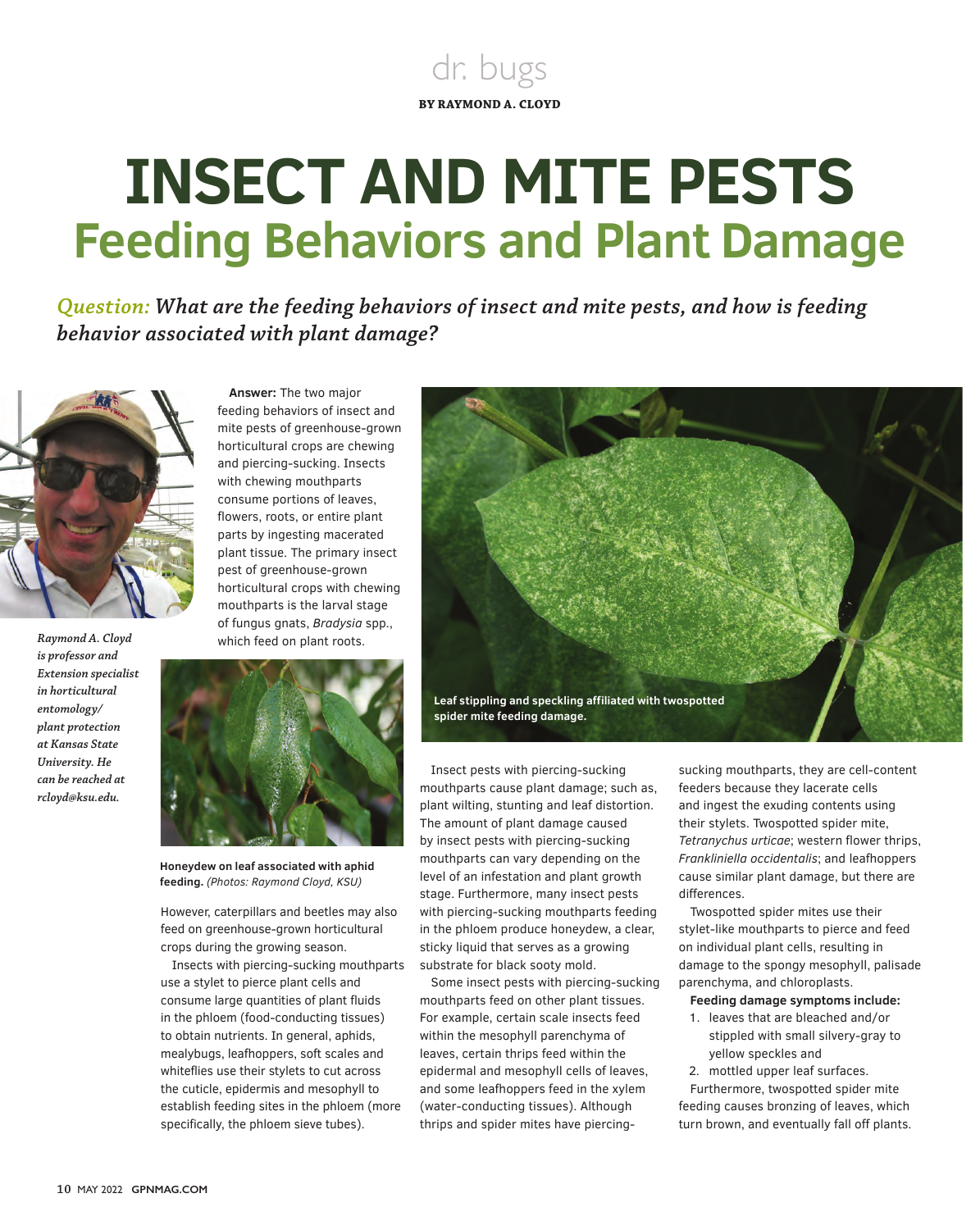dr. bugs

**BY RAYMOND A. CLOYD**

# INSECT AND MITE PESTS

## Feeding Behaviors and Plant Damage

*Question: What are the feeding behaviors of insect and mite pests, and how is feeding behavior associated with plant damage?*

*Raymond A. Cloyd is professor and Extension specialist in horticultural entomology/plant protection at Kansas State University. He can be reached at rcloyd@ksu.edu.*

**Answer:** The two major feeding behaviors of insect and mite pests of greenhouse-grown horticultural crops are chewing and piercing-sucking. Insects with chewing mouthparts consume portions of leaves, flowers, roots, or entire plant parts by ingesting macerated plant tissue. The primary insect pest of greenhouse-grown horticultural crops with chewing mouthparts is the larval stage of fungus gnats, *Bradysia* spp., which feed on plant roots.

**Honeydew on leaf associated with aphid feeding.** *(Photos: Raymond Cloyd, KSU)*

However, caterpillars and beetles may also feed on greenhouse-grown horticultural crops during the growing season.

Insects with piercing-sucking mouthparts use a stylet to pierce plant cells and consume large quantities of plant fluids in the phloem (food-conducting tissues) to obtain nutrients. In general, aphids, mealybugs, leafhoppers, soft scales and whiteflies use their stylets to cut across the cuticle, epidermis and mesophyll to establish feeding sites in the phloem (more specifically, the phloem sieve tubes).

**Leaf stippling and speckling affiliated with twospotted spider mite feeding damage.**

Insect pests with piercing-sucking mouthparts cause plant damage; such as, plant wilting, stunting and leaf distortion. The amount of plant damage caused by insect pests with piercing-sucking mouthparts can vary depending on the level of an infestation and plant growth stage. Furthermore, many insect pests with piercing-sucking mouthparts feeding in the phloem produce honeydew, a clear, sticky liquid that serves as a growing substrate for black sooty mold.

Some insect pests with piercing-sucking mouthparts feed on other plant tissues. For example, certain scale insects feed within the mesophyll parenchyma of leaves, certain thrips feed within the epidermal and mesophyll cells of leaves, and some leafhoppers feed in the xylem (water-conducting tissues). Although thrips and spider mites have piercing-sucking mouthparts, they are cell-content feeders because they lacerate cells and ingest the exuding contents using their stylets. Twospotted spider mite, *Tetranychus urticae*; western flower thrips, *Frankliniella occidentalis*; and leafhoppers cause similar plant damage, but there are differences.

Twospotted spider mites use their stylet-like mouthparts to pierce and feed on individual plant cells, resulting in damage to the spongy mesophyll, palisade parenchyma, and chloroplasts.

**Feeding damage symptoms include:**

1. leaves that are bleached and/or stippled with small silvery-gray to yellow speckles and
2. mottled upper leaf surfaces.

Furthermore, twospotted spider mite feeding causes bronzing of leaves, which turn brown, and eventually fall off plants.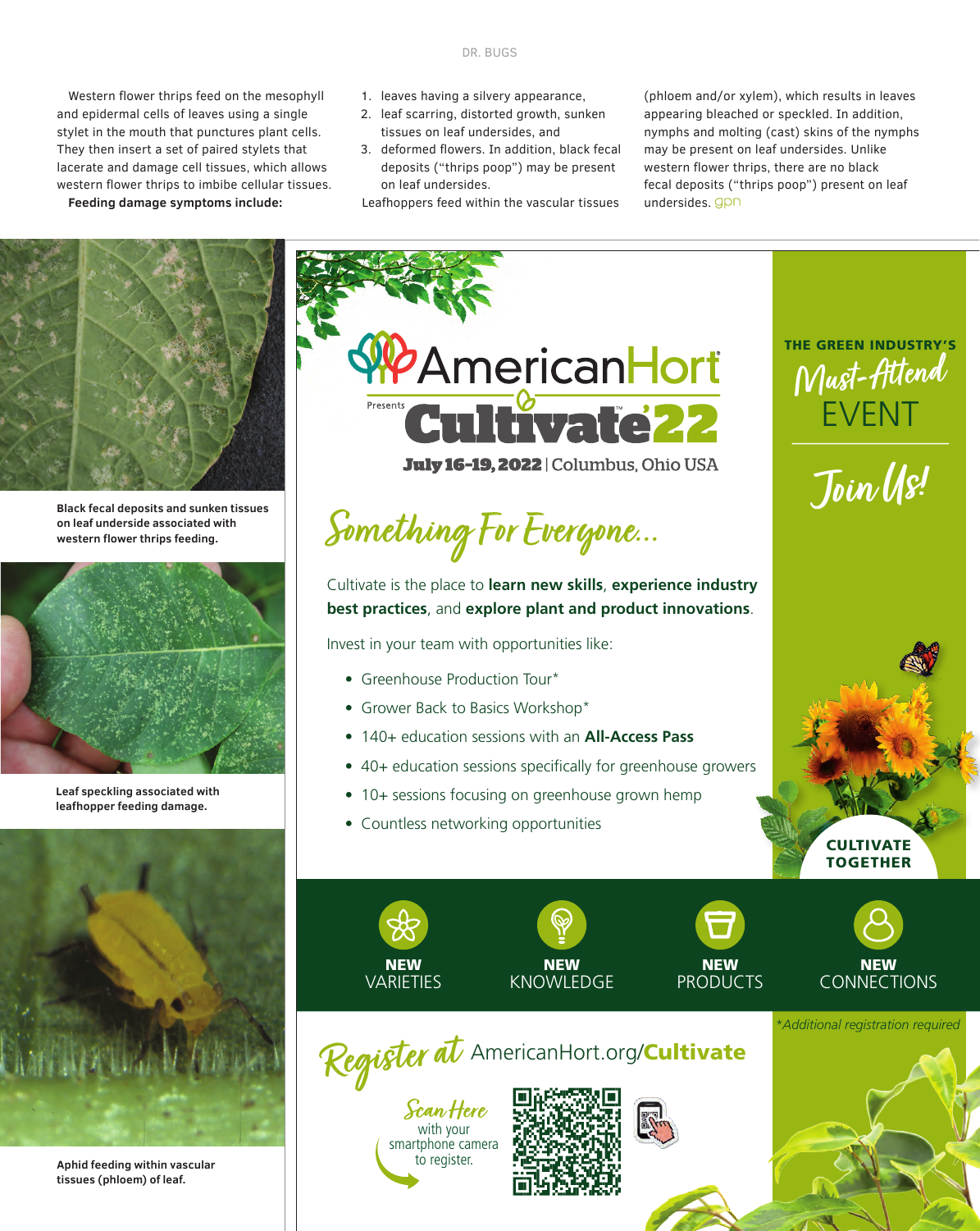Western flower thrips feed on the mesophyll and epidermal cells of leaves using a single stylet in the mouth that punctures plant cells. They then insert a set of paired stylets that lacerate and damage cell tissues, which allows western flower thrips to imbibe cellular tissues.

**Feeding damage symptoms include:**

1. leaves having a silvery appearance,
2. leaf scarring, distorted growth, sunken tissues on leaf undersides, and
3. deformed flowers. In addition, black fecal deposits ("thrips poop") may be present on leaf undersides.

Leafhoppers feed within the vascular tissues (phloem and/or xylem), which results in leaves appearing bleached or speckled. In addition, nymphs and molting (cast) skins of the nymphs may be present on leaf undersides. Unlike western flower thrips, there are no black fecal deposits ("thrips poop") present on leaf undersides. gpn

**Black fecal deposits and sunken tissues on leaf underside associated with western flower thrips feeding.**

**Leaf speckling associated with leafhopper feeding damage.**

**Aphid feeding within vascular tissues (phloem) of leaf.**

AmericanHort Presents Cultivate'22

July 16-19, 2022 | Columbus, Ohio USA

THE GREEN INDUSTRY'S Must-Attend EVENT

Join Us!

Something For Everyone...

Cultivate is the place to **learn new skills**, **experience industry best practices**, and **explore plant and product innovations**.

Invest in your team with opportunities like:

- Greenhouse Production Tour*
- Grower Back to Basics Workshop*
- 140+ education sessions with an **All-Access Pass**
- 40+ education sessions specifically for greenhouse growers
- 10+ sessions focusing on greenhouse grown hemp
- Countless networking opportunities

CULTIVATE TOGETHER

**NEW** VARIETIES **NEW** KNOWLEDGE **NEW** PRODUCTS **NEW** CONNECTIONS

*Additional registration required*

Register at AmericanHort.org/**Cultivate**

Scan Here with your smartphone camera to register.